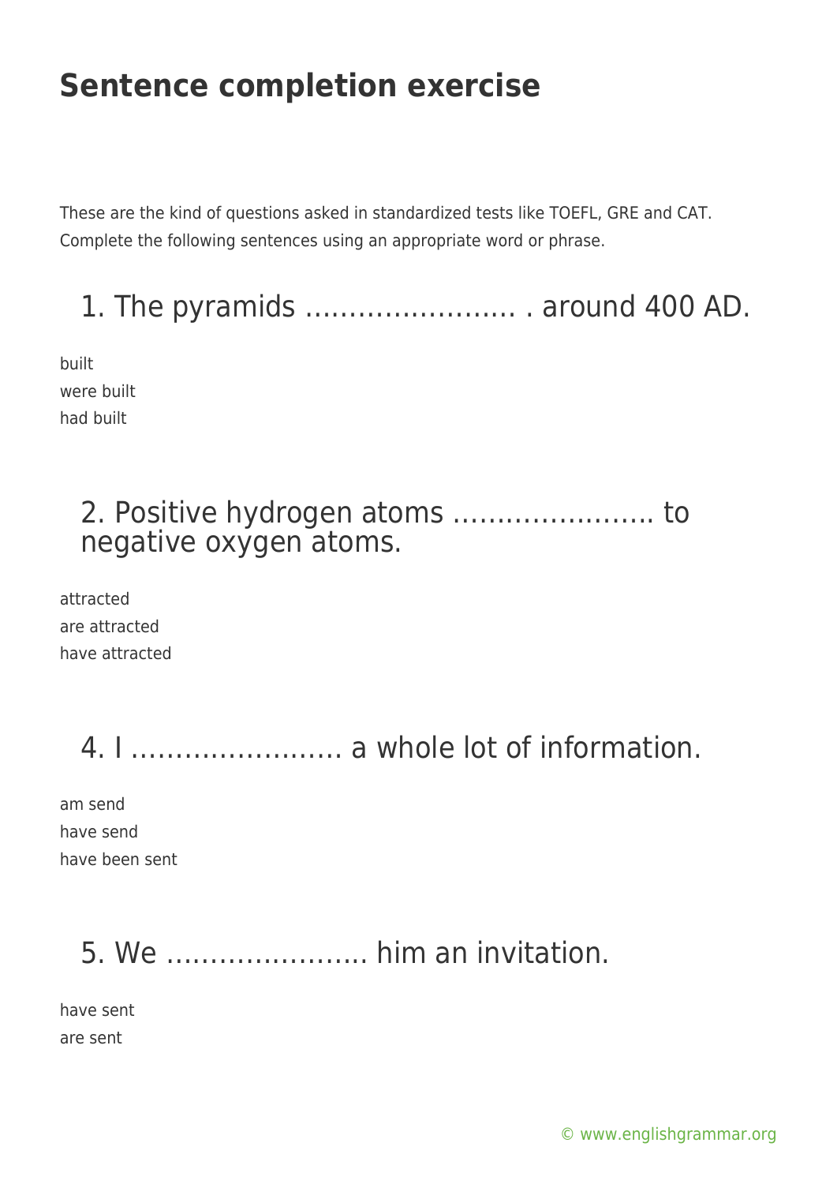# Sentence completion exercise

These are the kind of questions asked in standardized tests like TOEFL, GRE and CAT. Complete the following sentences using an appropriate word or phrase.

## 1. The pyramids …………………… . around 400 AD.

built
were built
had built

## 2. Positive hydrogen atoms ………………….. to negative oxygen atoms.

attracted
are attracted
have attracted

## 4. I …………………… a whole lot of information.

am send
have send
have been sent

## 5. We ………………….. him an invitation.

have sent
are sent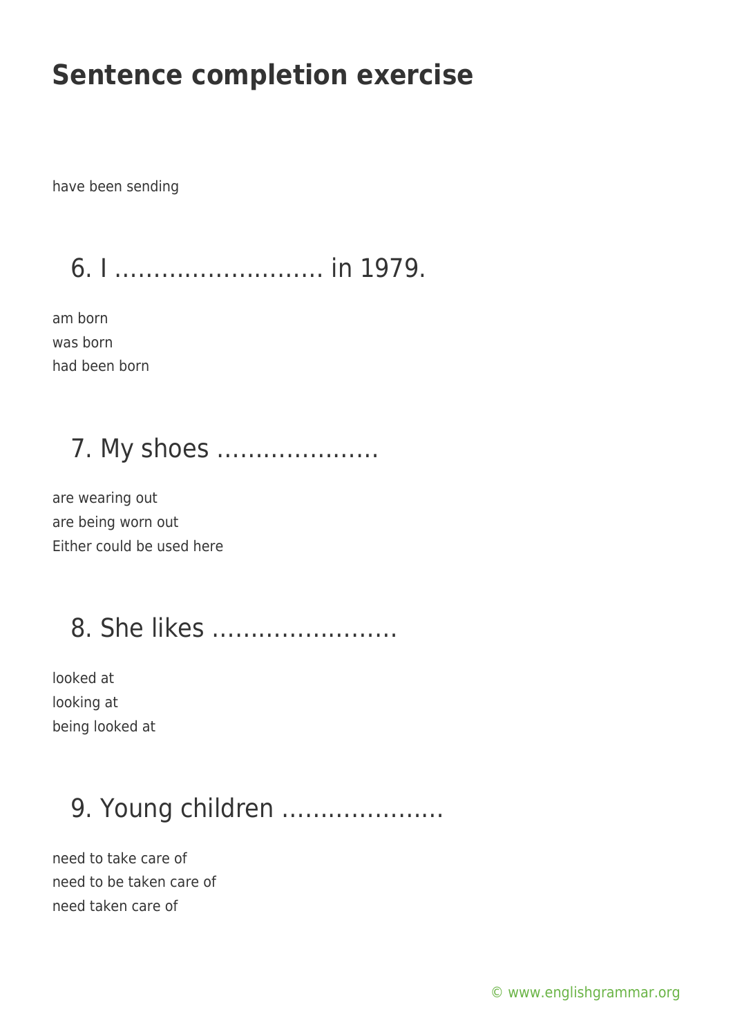# Sentence completion exercise

have been sending

## 6. I ……………………… in 1979.

am born
was born
had been born

## 7. My shoes …………………

are wearing out
are being worn out
Either could be used here

## 8. She likes ……………………

looked at
looking at
being looked at

## 9. Young children …………………

need to take care of
need to be taken care of
need taken care of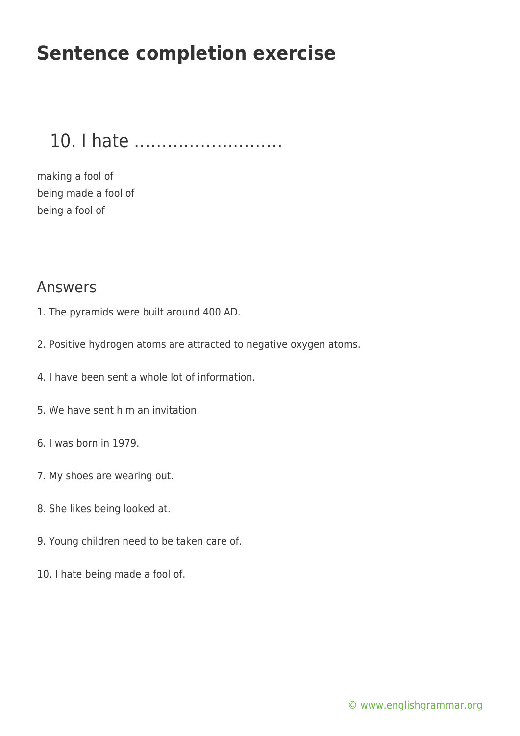# Sentence completion exercise

## 10. I hate ………………………

making a fool of
being made a fool of
being a fool of

## Answers

1. The pyramids were built around 400 AD.

2. Positive hydrogen atoms are attracted to negative oxygen atoms.

4. I have been sent a whole lot of information.

5. We have sent him an invitation.

6. I was born in 1979.

7. My shoes are wearing out.

8. She likes being looked at.

9. Young children need to be taken care of.

10. I hate being made a fool of.

© www.englishgrammar.org